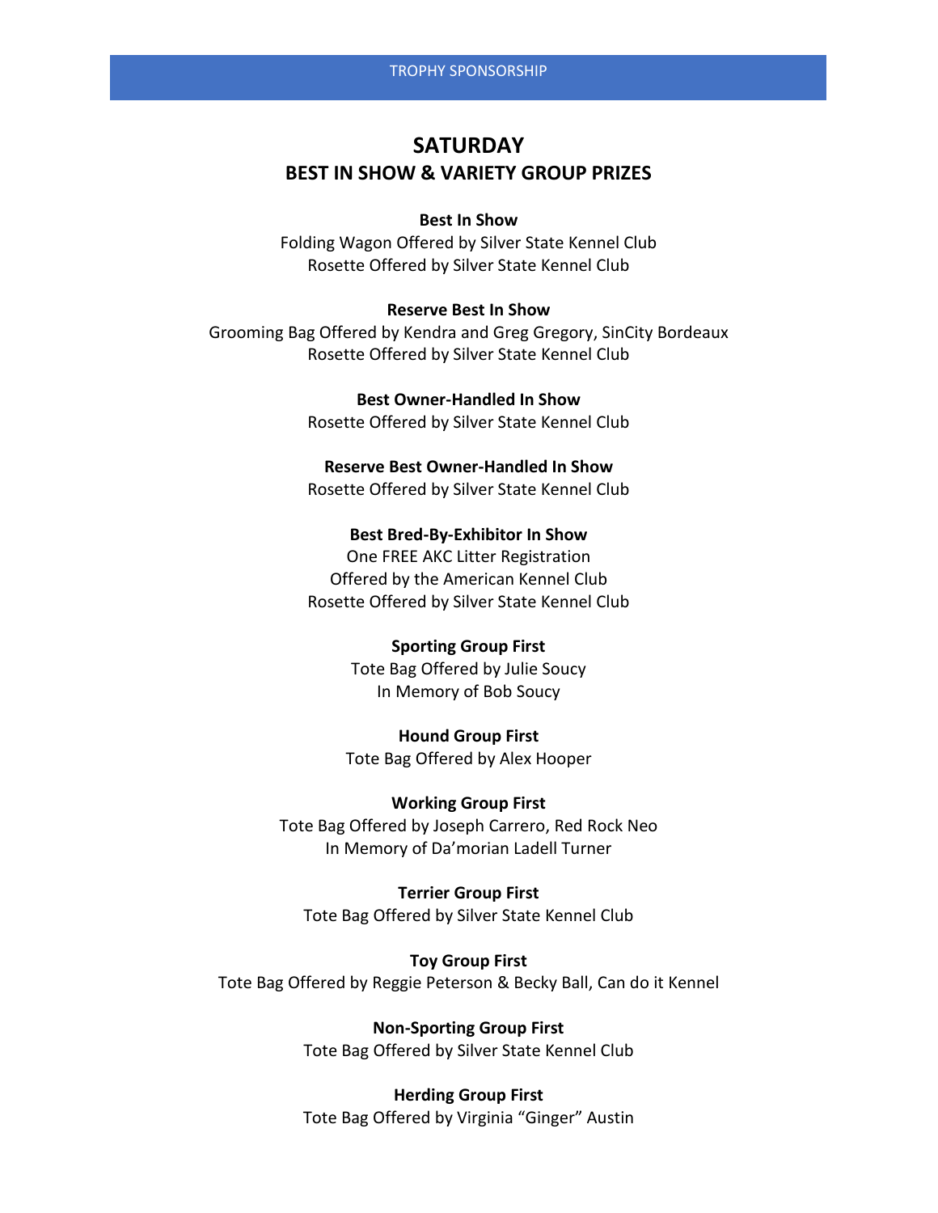TROPHY SPONSORSHIP

# SATURDAY

## BEST IN SHOW & VARIETY GROUP PRIZES

**Best In Show**

Folding Wagon Offered by Silver State Kennel Club
Rosette Offered by Silver State Kennel Club

**Reserve Best In Show**

Grooming Bag Offered by Kendra and Greg Gregory, SinCity Bordeaux
Rosette Offered by Silver State Kennel Club

**Best Owner-Handled In Show**

Rosette Offered by Silver State Kennel Club

**Reserve Best Owner-Handled In Show**

Rosette Offered by Silver State Kennel Club

**Best Bred-By-Exhibitor In Show**

One FREE AKC Litter Registration
Offered by the American Kennel Club
Rosette Offered by Silver State Kennel Club

**Sporting Group First**

Tote Bag Offered by Julie Soucy
In Memory of Bob Soucy

**Hound Group First**

Tote Bag Offered by Alex Hooper

**Working Group First**

Tote Bag Offered by Joseph Carrero, Red Rock Neo
In Memory of Da'morian Ladell Turner

**Terrier Group First**

Tote Bag Offered by Silver State Kennel Club

**Toy Group First**

Tote Bag Offered by Reggie Peterson & Becky Ball, Can do it Kennel

**Non-Sporting Group First**

Tote Bag Offered by Silver State Kennel Club

**Herding Group First**

Tote Bag Offered by Virginia "Ginger" Austin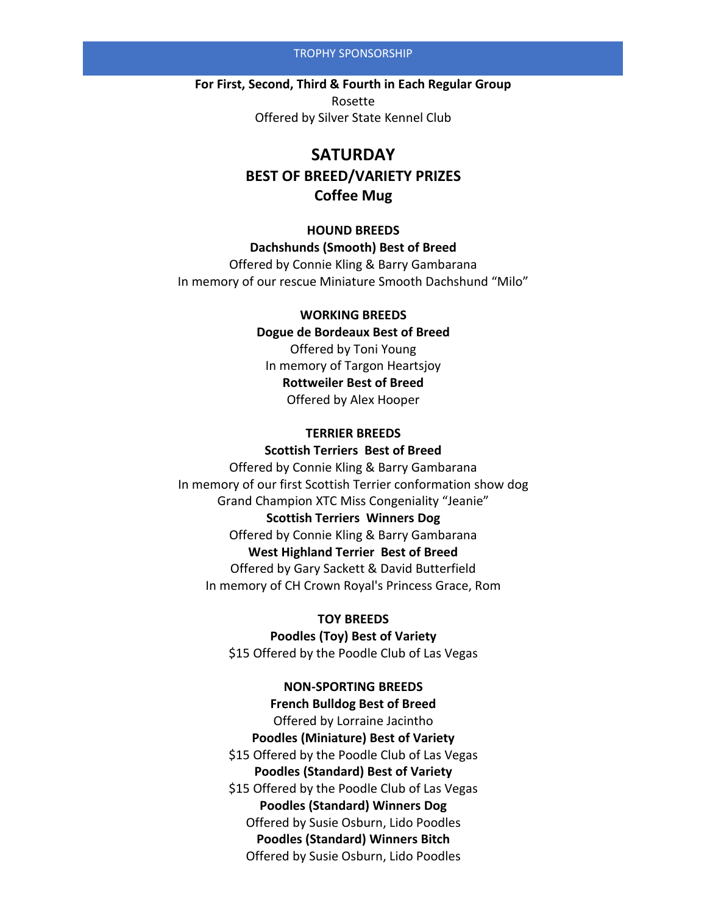## TROPHY SPONSORSHIP

**For First, Second, Third & Fourth in Each Regular Group**
Rosette
Offered by Silver State Kennel Club

# SATURDAY
## BEST OF BREED/VARIETY PRIZES
## Coffee Mug

**HOUND BREEDS**

**Dachshunds (Smooth) Best of Breed**
Offered by Connie Kling & Barry Gambarana
In memory of our rescue Miniature Smooth Dachshund "Milo"

**WORKING BREEDS**

**Dogue de Bordeaux Best of Breed**
Offered by Toni Young
In memory of Targon Heartsjoy

**Rottweiler Best of Breed**
Offered by Alex Hooper

**TERRIER BREEDS**

**Scottish Terriers  Best of Breed**
Offered by Connie Kling & Barry Gambarana
In memory of our first Scottish Terrier conformation show dog
Grand Champion XTC Miss Congeniality "Jeanie"

**Scottish Terriers  Winners Dog**
Offered by Connie Kling & Barry Gambarana

**West Highland Terrier  Best of Breed**
Offered by Gary Sackett & David Butterfield
In memory of CH Crown Royal's Princess Grace, Rom

**TOY BREEDS**

**Poodles (Toy) Best of Variety**
$15 Offered by the Poodle Club of Las Vegas

**NON-SPORTING BREEDS**

**French Bulldog Best of Breed**
Offered by Lorraine Jacintho

**Poodles (Miniature) Best of Variety**
$15 Offered by the Poodle Club of Las Vegas

**Poodles (Standard) Best of Variety**
$15 Offered by the Poodle Club of Las Vegas

**Poodles (Standard) Winners Dog**
Offered by Susie Osburn, Lido Poodles

**Poodles (Standard) Winners Bitch**
Offered by Susie Osburn, Lido Poodles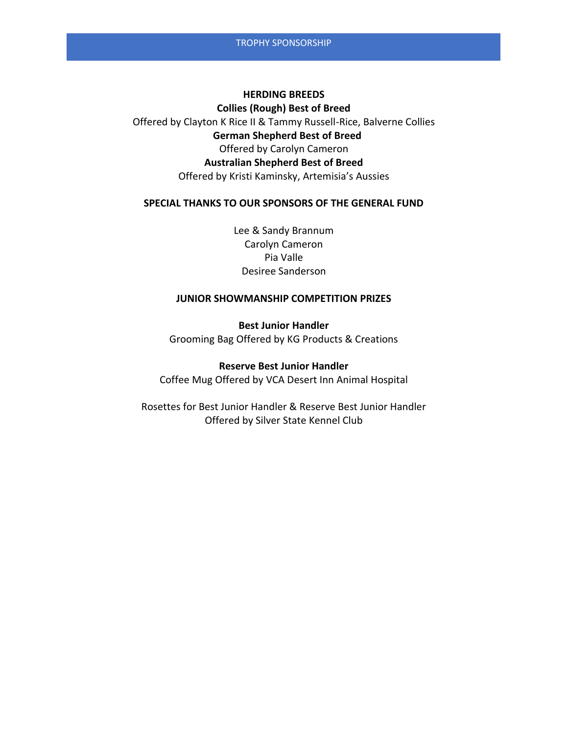## TROPHY SPONSORSHIP

### HERDING BREEDS

**Collies (Rough) Best of Breed**

Offered by Clayton K Rice II & Tammy Russell-Rice, Balverne Collies

**German Shepherd Best of Breed**

Offered by Carolyn Cameron

**Australian Shepherd Best of Breed**

Offered by Kristi Kaminsky, Artemisia's Aussies

### SPECIAL THANKS TO OUR SPONSORS OF THE GENERAL FUND

Lee & Sandy Brannum
Carolyn Cameron
Pia Valle
Desiree Sanderson

### JUNIOR SHOWMANSHIP COMPETITION PRIZES

**Best Junior Handler**

Grooming Bag Offered by KG Products & Creations

**Reserve Best Junior Handler**

Coffee Mug Offered by VCA Desert Inn Animal Hospital

Rosettes for Best Junior Handler & Reserve Best Junior Handler
Offered by Silver State Kennel Club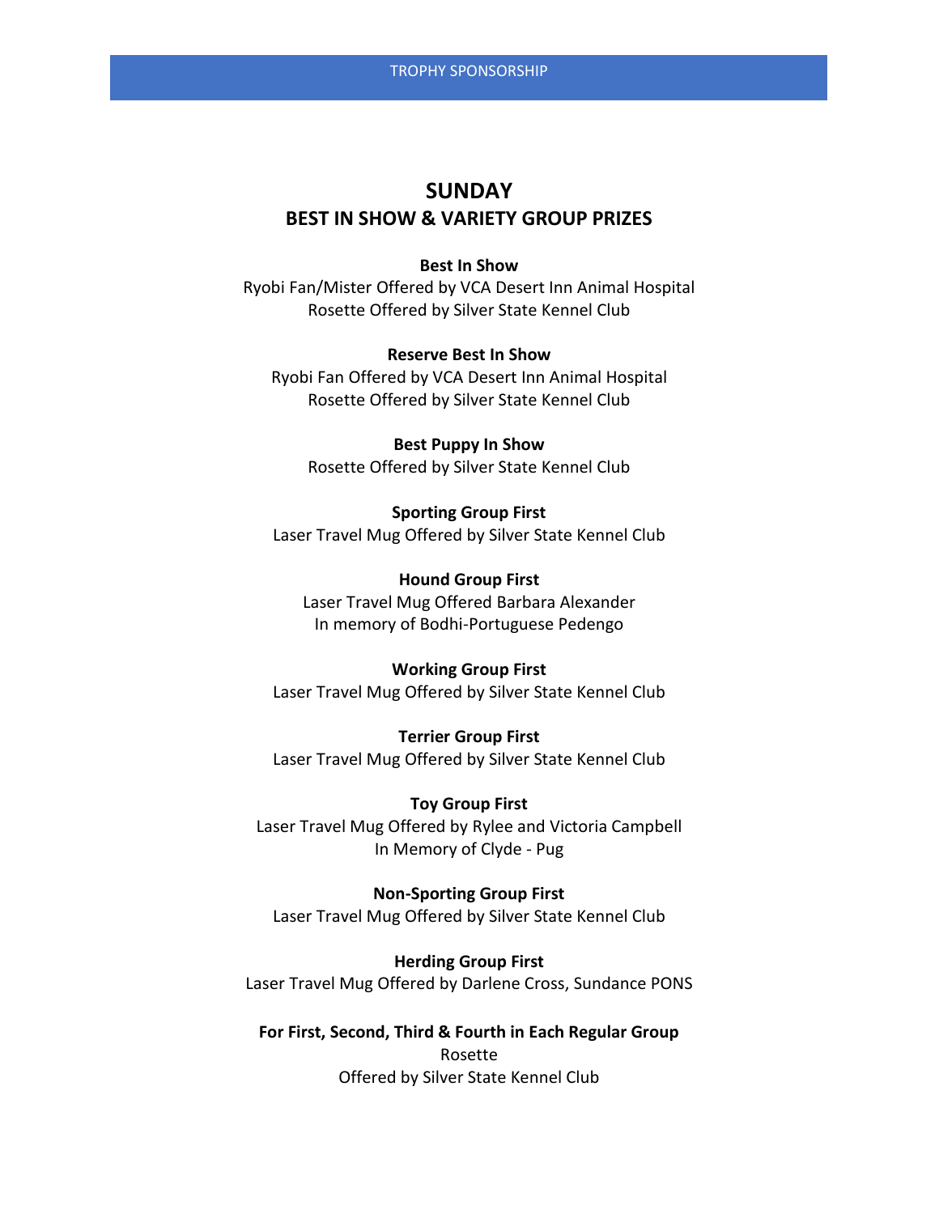# SUNDAY

## BEST IN SHOW & VARIETY GROUP PRIZES

**Best In Show**
Ryobi Fan/Mister Offered by VCA Desert Inn Animal Hospital
Rosette Offered by Silver State Kennel Club

**Reserve Best In Show**
Ryobi Fan Offered by VCA Desert Inn Animal Hospital
Rosette Offered by Silver State Kennel Club

**Best Puppy In Show**
Rosette Offered by Silver State Kennel Club

**Sporting Group First**
Laser Travel Mug Offered by Silver State Kennel Club

**Hound Group First**
Laser Travel Mug Offered Barbara Alexander
In memory of Bodhi-Portuguese Pedengo

**Working Group First**
Laser Travel Mug Offered by Silver State Kennel Club

**Terrier Group First**
Laser Travel Mug Offered by Silver State Kennel Club

**Toy Group First**
Laser Travel Mug Offered by Rylee and Victoria Campbell
In Memory of Clyde - Pug

**Non-Sporting Group First**
Laser Travel Mug Offered by Silver State Kennel Club

**Herding Group First**
Laser Travel Mug Offered by Darlene Cross, Sundance PONS

**For First, Second, Third & Fourth in Each Regular Group**
Rosette
Offered by Silver State Kennel Club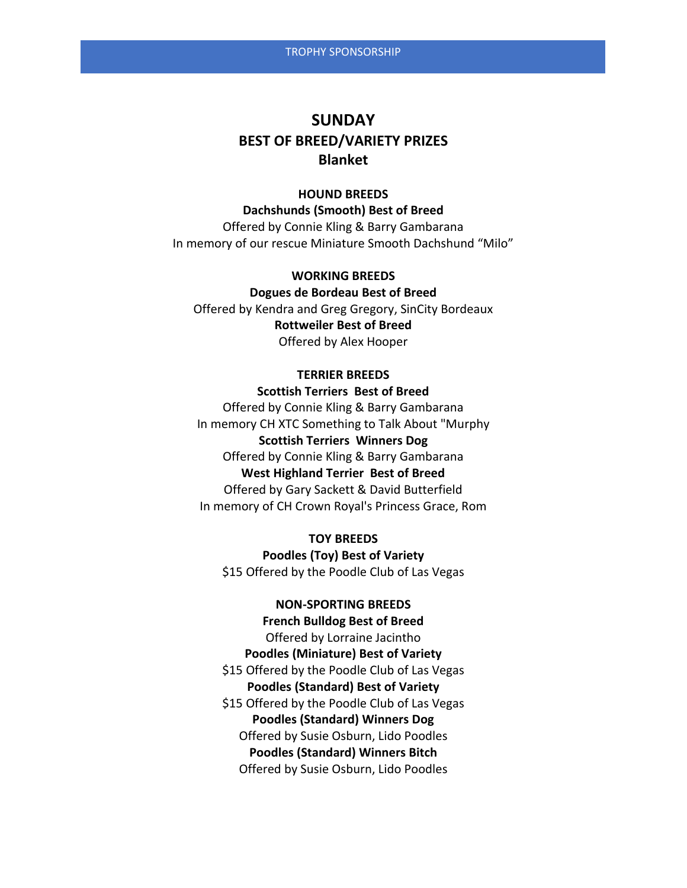# SUNDAY

## BEST OF BREED/VARIETY PRIZES

## Blanket

### HOUND BREEDS

**Dachshunds (Smooth) Best of Breed**

Offered by Connie Kling & Barry Gambarana

In memory of our rescue Miniature Smooth Dachshund "Milo"

### WORKING BREEDS

**Dogues de Bordeau Best of Breed**

Offered by Kendra and Greg Gregory, SinCity Bordeaux

**Rottweiler Best of Breed**

Offered by Alex Hooper

### TERRIER BREEDS

**Scottish Terriers Best of Breed**

Offered by Connie Kling & Barry Gambarana

In memory CH XTC Something to Talk About "Murphy

**Scottish Terriers Winners Dog**

Offered by Connie Kling & Barry Gambarana

**West Highland Terrier Best of Breed**

Offered by Gary Sackett & David Butterfield

In memory of CH Crown Royal's Princess Grace, Rom

### TOY BREEDS

**Poodles (Toy) Best of Variety**

$15 Offered by the Poodle Club of Las Vegas

### NON-SPORTING BREEDS

**French Bulldog Best of Breed**

Offered by Lorraine Jacintho

**Poodles (Miniature) Best of Variety**

$15 Offered by the Poodle Club of Las Vegas

**Poodles (Standard) Best of Variety**

$15 Offered by the Poodle Club of Las Vegas

**Poodles (Standard) Winners Dog**

Offered by Susie Osburn, Lido Poodles

**Poodles (Standard) Winners Bitch**

Offered by Susie Osburn, Lido Poodles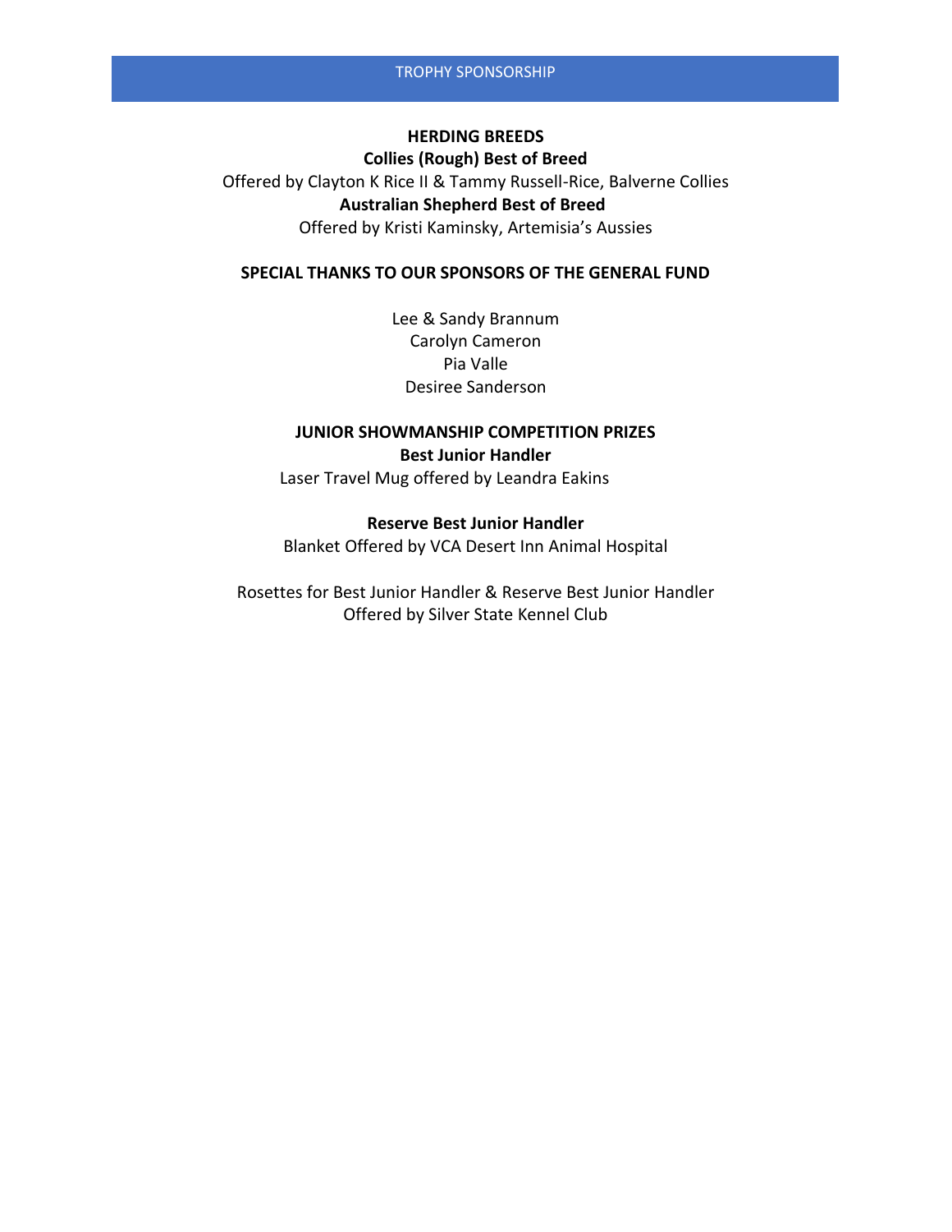## TROPHY SPONSORSHIP

**HERDING BREEDS**

**Collies (Rough) Best of Breed**

Offered by Clayton K Rice II & Tammy Russell-Rice, Balverne Collies

**Australian Shepherd Best of Breed**

Offered by Kristi Kaminsky, Artemisia's Aussies

**SPECIAL THANKS TO OUR SPONSORS OF THE GENERAL FUND**

Lee & Sandy Brannum
Carolyn Cameron
Pia Valle
Desiree Sanderson

**JUNIOR SHOWMANSHIP COMPETITION PRIZES**

**Best Junior Handler**

Laser Travel Mug offered by Leandra Eakins

**Reserve Best Junior Handler**

Blanket Offered by VCA Desert Inn Animal Hospital

Rosettes for Best Junior Handler & Reserve Best Junior Handler
Offered by Silver State Kennel Club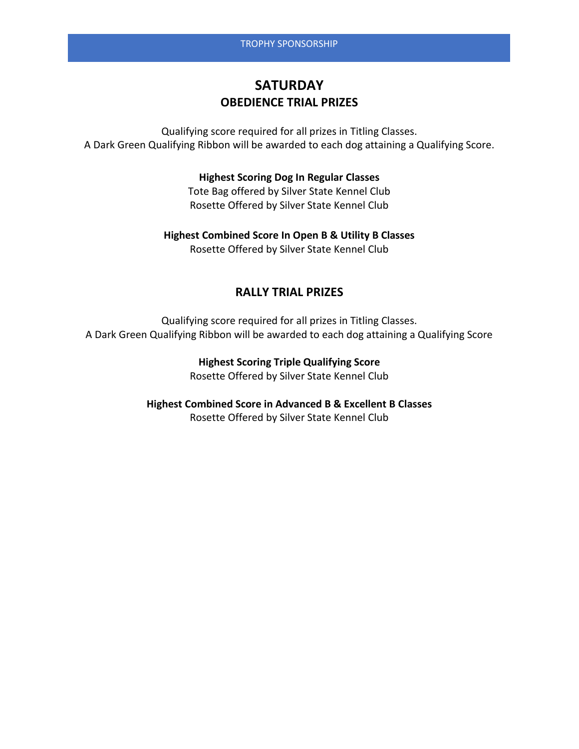TROPHY SPONSORSHIP

# SATURDAY

## OBEDIENCE TRIAL PRIZES

Qualifying score required for all prizes in Titling Classes.
A Dark Green Qualifying Ribbon will be awarded to each dog attaining a Qualifying Score.

**Highest Scoring Dog In Regular Classes**
Tote Bag offered by Silver State Kennel Club
Rosette Offered by Silver State Kennel Club

**Highest Combined Score In Open B & Utility B Classes**
Rosette Offered by Silver State Kennel Club

## RALLY TRIAL PRIZES

Qualifying score required for all prizes in Titling Classes.
A Dark Green Qualifying Ribbon will be awarded to each dog attaining a Qualifying Score

**Highest Scoring Triple Qualifying Score**
Rosette Offered by Silver State Kennel Club

**Highest Combined Score in Advanced B & Excellent B Classes**
Rosette Offered by Silver State Kennel Club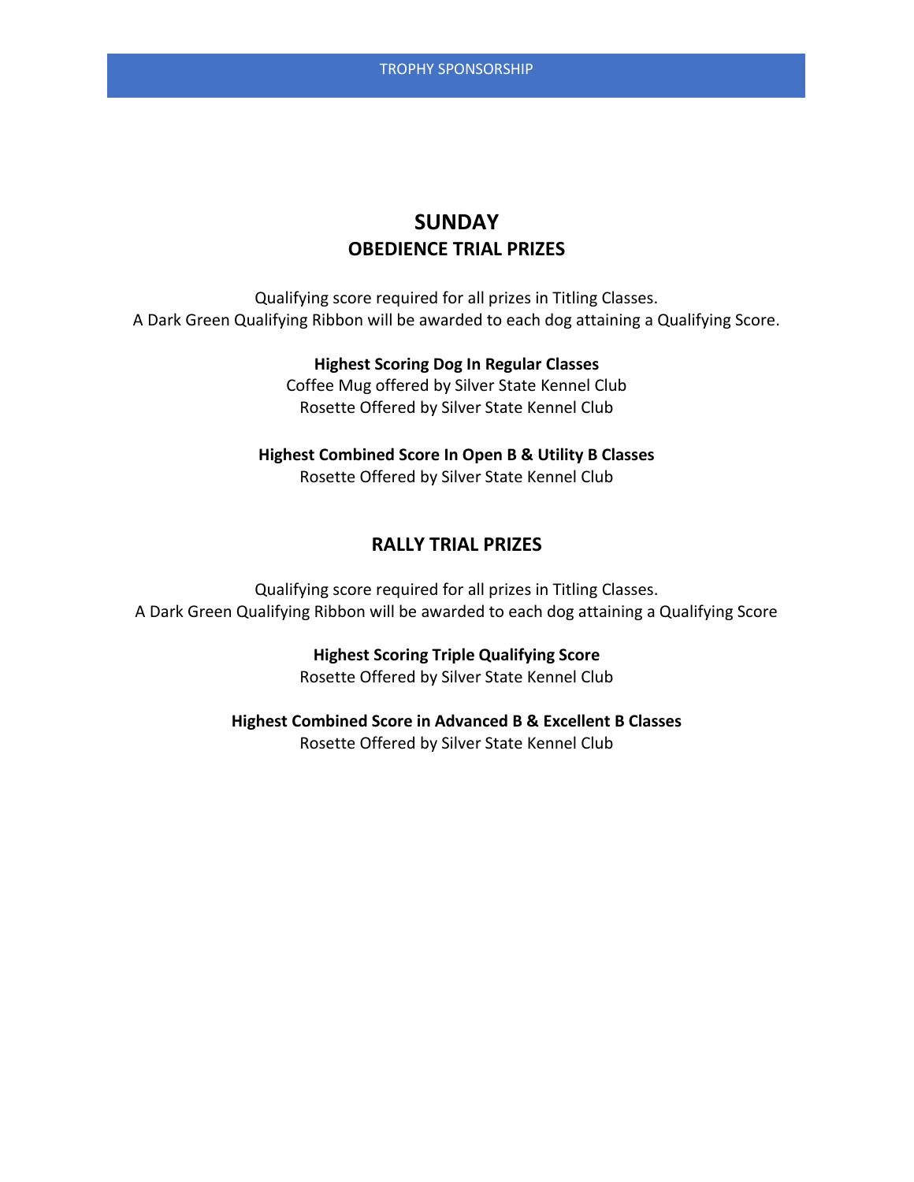## SUNDAY

## OBEDIENCE TRIAL PRIZES

Qualifying score required for all prizes in Titling Classes.
A Dark Green Qualifying Ribbon will be awarded to each dog attaining a Qualifying Score.

**Highest Scoring Dog In Regular Classes**
Coffee Mug offered by Silver State Kennel Club
Rosette Offered by Silver State Kennel Club

**Highest Combined Score In Open B & Utility B Classes**
Rosette Offered by Silver State Kennel Club

## RALLY TRIAL PRIZES

Qualifying score required for all prizes in Titling Classes.
A Dark Green Qualifying Ribbon will be awarded to each dog attaining a Qualifying Score

**Highest Scoring Triple Qualifying Score**
Rosette Offered by Silver State Kennel Club

**Highest Combined Score in Advanced B & Excellent B Classes**
Rosette Offered by Silver State Kennel Club